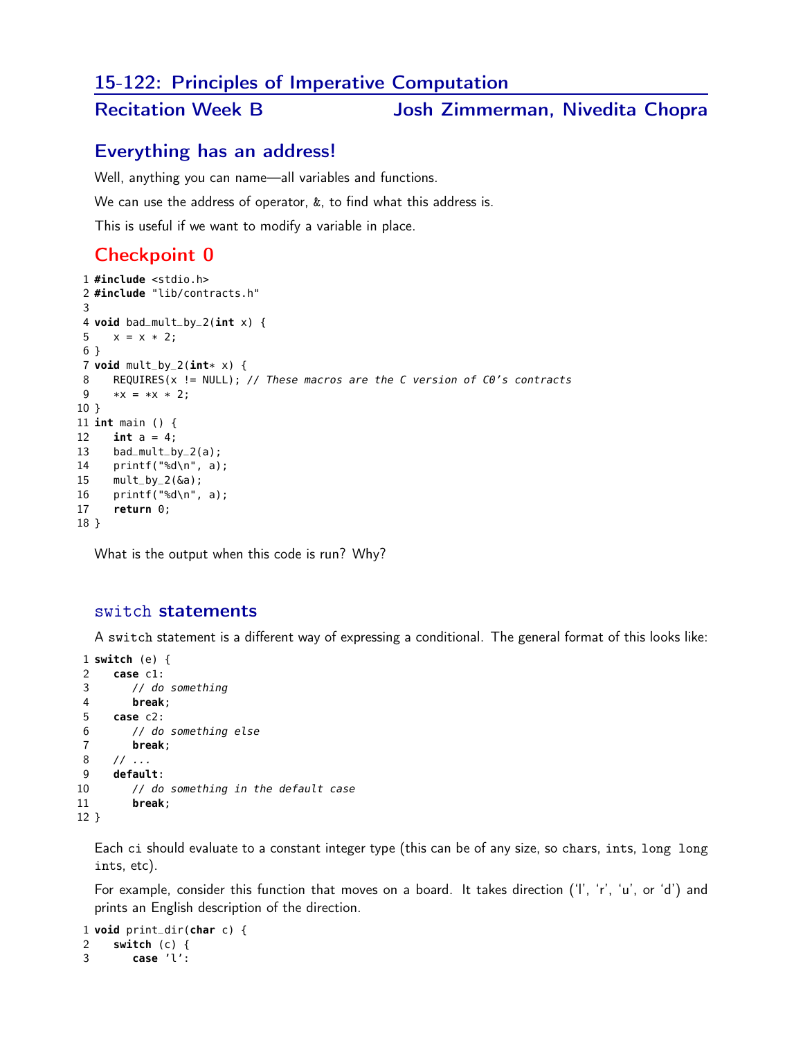# 15-122: Principles of Imperative Computation

## Recitation Week B — Josh Zimmerman, Nivedita Chopra

## Everything has an address!

Well, anything you can name—all variables and functions.

We can use the address of operator, `&`, to find what this address is.

This is useful if we want to modify a variable in place.

## Checkpoint 0

```c
#include <stdio.h>
#include "lib/contracts.h"

void bad_mult_by_2(int x) {
   x = x * 2;
}
void mult_by_2(int* x) {
   REQUIRES(x != NULL); // These macros are the C version of C0's contracts
   *x = *x * 2;
}
int main () {
   int a = 4;
   bad_mult_by_2(a);
   printf("%d\n", a);
   mult_by_2(&a);
   printf("%d\n", a);
   return 0;
}
```

What is the output when this code is run? Why?

### `switch` statements

A `switch` statement is a different way of expressing a conditional. The general format of this looks like:

```c
switch (e) {
   case c1:
      // do something
      break;
   case c2:
      // do something else
      break;
   // ...
   default:
      // do something in the default case
      break;
}
```

Each `ci` should evaluate to a constant integer type (this can be of any size, so `char`s, `int`s, `long long int`s, etc).

For example, consider this function that moves on a board. It takes direction ('l', 'r', 'u', or 'd') and prints an English description of the direction.

```c
void print_dir(char c) {
   switch (c) {
      case 'l':
```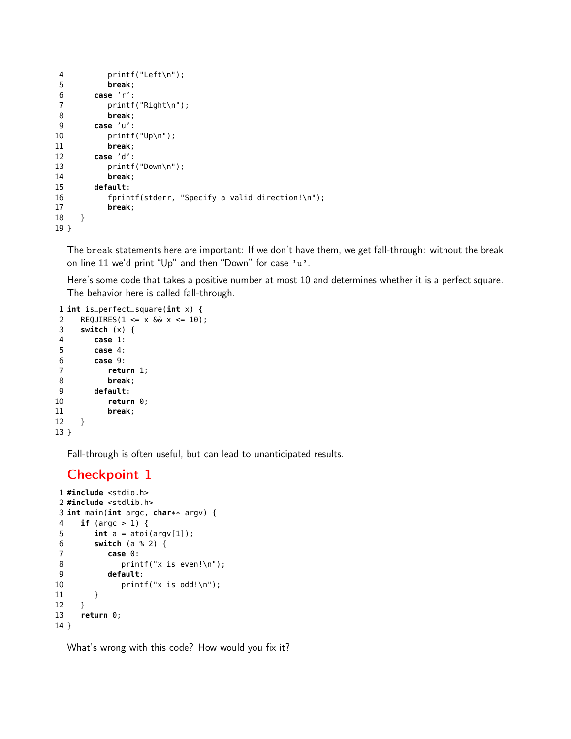```
4         printf("Left\n");
5         break;
6      case 'r':
7         printf("Right\n");
8         break;
9      case 'u':
10        printf("Up\n");
11        break;
12     case 'd':
13        printf("Down\n");
14        break;
15     default:
16        fprintf(stderr, "Specify a valid direction!\n");
17        break;
18   }
19 }
```

The `break` statements here are important: If we don't have them, we get fall-through: without the break on line 11 we'd print "Up" and then "Down" for case `'u'`.

Here's some code that takes a positive number at most 10 and determines whether it is a perfect square. The behavior here is called fall-through.

```
1 int is_perfect_square(int x) {
2   REQUIRES(1 <= x && x <= 10);
3   switch (x) {
4      case 1:
5      case 4:
6      case 9:
7         return 1;
8         break;
9      default:
10        return 0;
11        break;
12  }
13 }
```

Fall-through is often useful, but can lead to unanticipated results.

## Checkpoint 1

```
1 #include <stdio.h>
2 #include <stdlib.h>
3 int main(int argc, char** argv) {
4   if (argc > 1) {
5      int a = atoi(argv[1]);
6      switch (a % 2) {
7         case 0:
8            printf("x is even!\n");
9         default:
10           printf("x is odd!\n");
11     }
12  }
13  return 0;
14 }
```

What's wrong with this code? How would you fix it?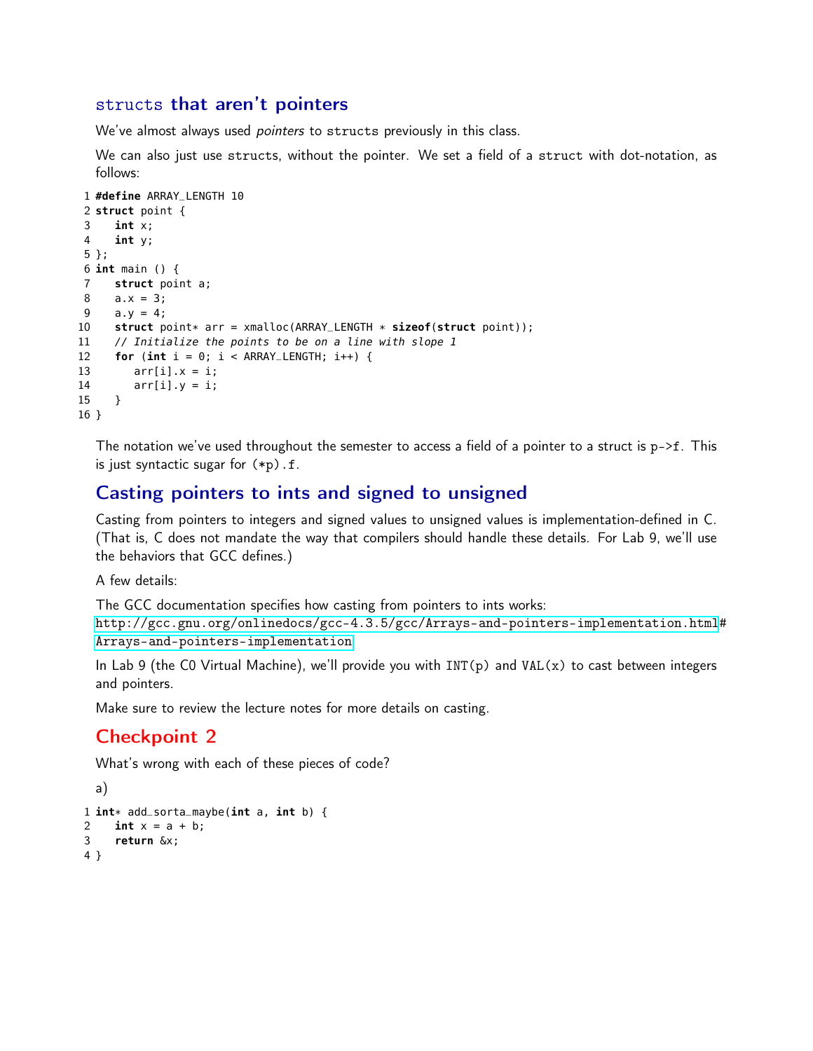## `struct`s that aren't pointers

We've almost always used *pointers* to `struct`s previously in this class.

We can also just use `struct`s, without the pointer. We set a field of a `struct` with dot-notation, as follows:

```
1 #define ARRAY_LENGTH 10
2 struct point {
3    int x;
4    int y;
5 };
6 int main () {
7    struct point a;
8    a.x = 3;
9    a.y = 4;
10   struct point* arr = xmalloc(ARRAY_LENGTH * sizeof(struct point));
11   // Initialize the points to be on a line with slope 1
12   for (int i = 0; i < ARRAY_LENGTH; i++) {
13      arr[i].x = i;
14      arr[i].y = i;
15   }
16 }
```

The notation we've used throughout the semester to access a field of a pointer to a struct is `p->f`. This is just syntactic sugar for `(*p).f`.

## Casting pointers to ints and signed to unsigned

Casting from pointers to integers and signed values to unsigned values is implementation-defined in C. (That is, C does not mandate the way that compilers should handle these details. For Lab 9, we'll use the behaviors that GCC defines.)

A few details:

The GCC documentation specifies how casting from pointers to ints works:
http://gcc.gnu.org/onlinedocs/gcc-4.3.5/gcc/Arrays-and-pointers-implementation.html#Arrays-and-pointers-implementation

In Lab 9 (the C0 Virtual Machine), we'll provide you with `INT(p)` and `VAL(x)` to cast between integers and pointers.

Make sure to review the lecture notes for more details on casting.

## Checkpoint 2

What's wrong with each of these pieces of code?

a)

```
1 int* add_sorta_maybe(int a, int b) {
2    int x = a + b;
3    return &x;
4 }
```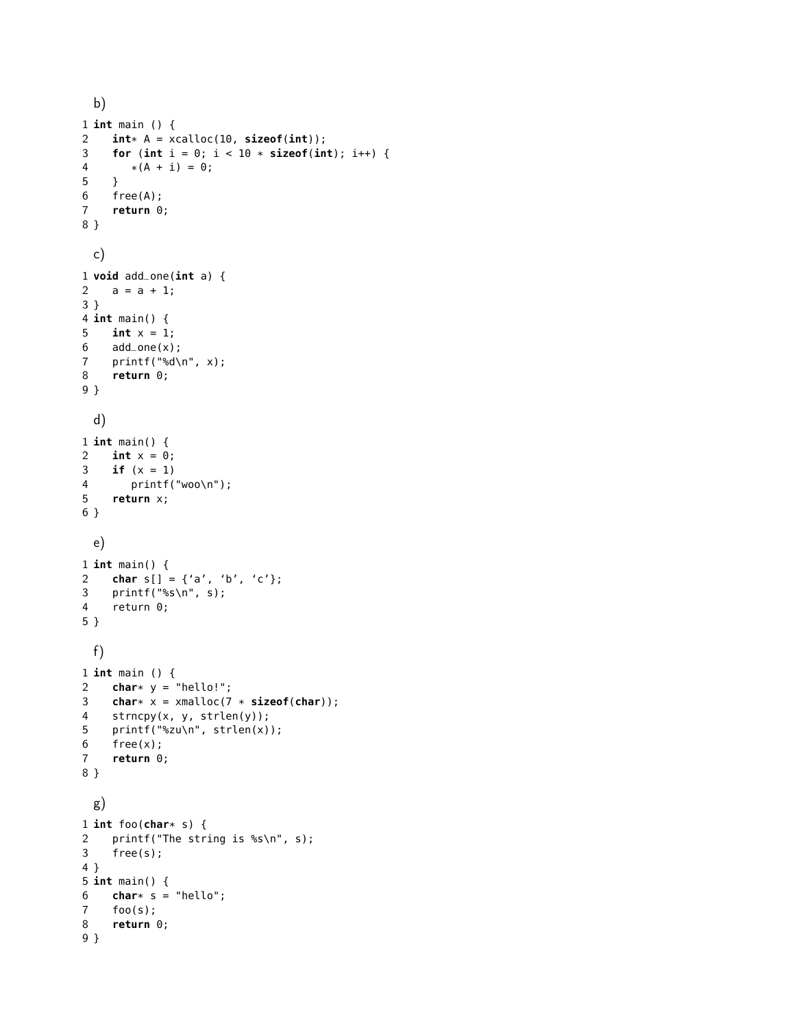b)

```
1 int main () {
2    int* A = xcalloc(10, sizeof(int));
3    for (int i = 0; i < 10 * sizeof(int); i++) {
4       *(A + i) = 0;
5    }
6    free(A);
7    return 0;
8 }
```

c)

```
1 void add_one(int a) {
2    a = a + 1;
3 }
4 int main() {
5    int x = 1;
6    add_one(x);
7    printf("%d\n", x);
8    return 0;
9 }
```

d)

```
1 int main() {
2    int x = 0;
3    if (x = 1)
4       printf("woo\n");
5    return x;
6 }
```

e)

```
1 int main() {
2    char s[] = {'a', 'b', 'c'};
3    printf("%s\n", s);
4    return 0;
5 }
```

f)

```
1 int main () {
2    char* y = "hello!";
3    char* x = xmalloc(7 * sizeof(char));
4    strncpy(x, y, strlen(y));
5    printf("%zu\n", strlen(x));
6    free(x);
7    return 0;
8 }
```

g)

```
1 int foo(char* s) {
2    printf("The string is %s\n", s);
3    free(s);
4 }
5 int main() {
6    char* s = "hello";
7    foo(s);
8    return 0;
9 }
```